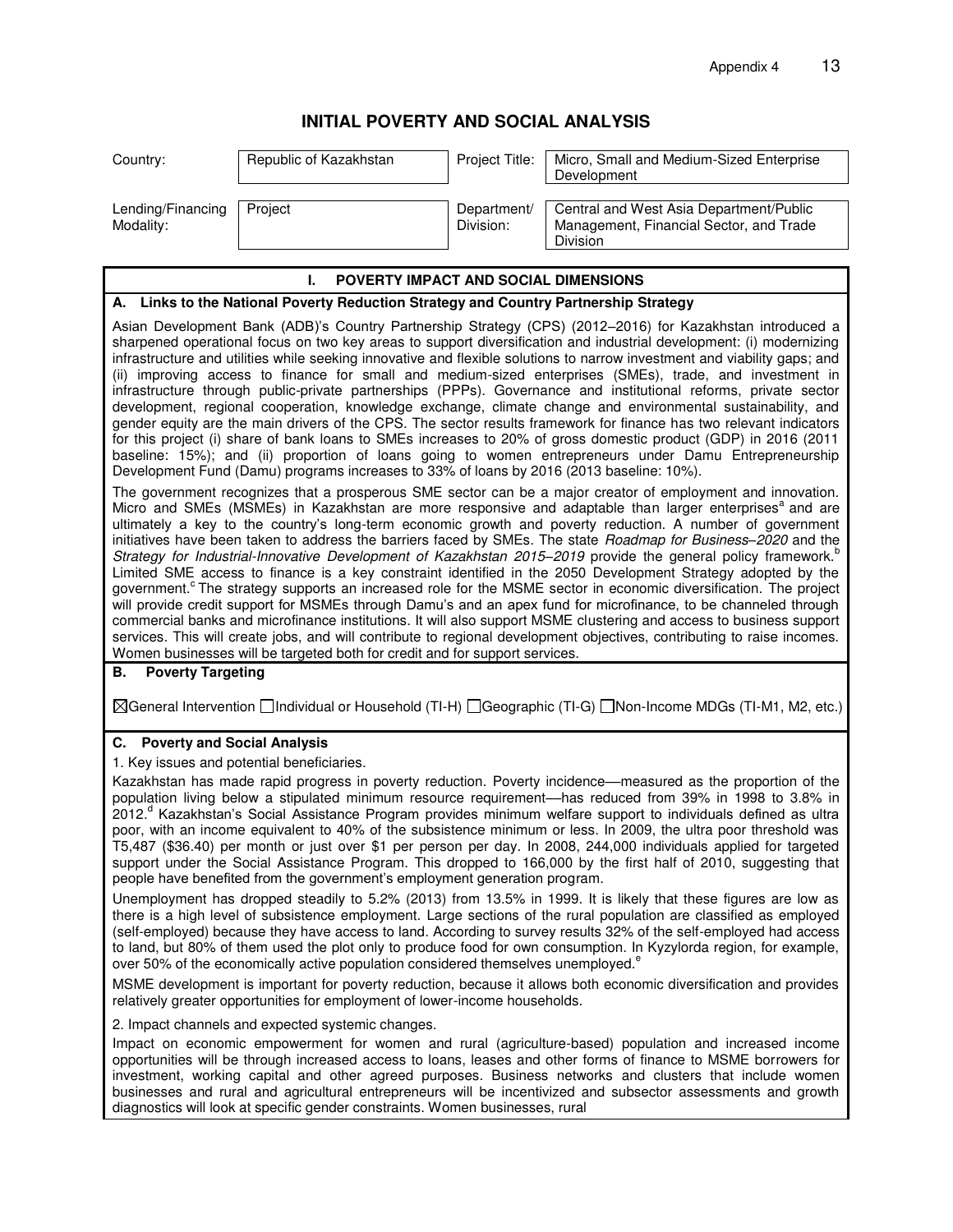# INITIAL POVERTY AND SOCIAL ANALYSIS

| Country: | Republic of Kazakhstan | Project Title: | Micro, Small and Medium-Sized Enterprise Development |
|---|---|---|---|
| Lending/Financing Modality: | Project | Department/ Division: | Central and West Asia Department/Public Management, Financial Sector, and Trade Division |

## I. POVERTY IMPACT AND SOCIAL DIMENSIONS

### A. Links to the National Poverty Reduction Strategy and Country Partnership Strategy

Asian Development Bank (ADB)'s Country Partnership Strategy (CPS) (2012–2016) for Kazakhstan introduced a sharpened operational focus on two key areas to support diversification and industrial development: (i) modernizing infrastructure and utilities while seeking innovative and flexible solutions to narrow investment and viability gaps; and (ii) improving access to finance for small and medium-sized enterprises (SMEs), trade, and investment in infrastructure through public-private partnerships (PPPs). Governance and institutional reforms, private sector development, regional cooperation, knowledge exchange, climate change and environmental sustainability, and gender equity are the main drivers of the CPS. The sector results framework for finance has two relevant indicators for this project (i) share of bank loans to SMEs increases to 20% of gross domestic product (GDP) in 2016 (2011 baseline: 15%); and (ii) proportion of loans going to women entrepreneurs under Damu Entrepreneurship Development Fund (Damu) programs increases to 33% of loans by 2016 (2013 baseline: 10%).

The government recognizes that a prosperous SME sector can be a major creator of employment and innovation. Micro and SMEs (MSMEs) in Kazakhstan are more responsive and adaptable than larger enterprises[a] and are ultimately a key to the country's long-term economic growth and poverty reduction. A number of government initiatives have been taken to address the barriers faced by SMEs. The state *Roadmap for Business–2020* and the *Strategy for Industrial-Innovative Development of Kazakhstan 2015–2019* provide the general policy framework.[b] Limited SME access to finance is a key constraint identified in the 2050 Development Strategy adopted by the government.[c] The strategy supports an increased role for the MSME sector in economic diversification. The project will provide credit support for MSMEs through Damu's and an apex fund for microfinance, to be channeled through commercial banks and microfinance institutions. It will also support MSME clustering and access to business support services. This will create jobs, and will contribute to regional development objectives, contributing to raise incomes. Women businesses will be targeted both for credit and for support services.

### B. Poverty Targeting

☒General Intervention ☐Individual or Household (TI-H) ☐Geographic (TI-G) ☐Non-Income MDGs (TI-M1, M2, etc.)

### C. Poverty and Social Analysis

1. Key issues and potential beneficiaries.

Kazakhstan has made rapid progress in poverty reduction. Poverty incidence—measured as the proportion of the population living below a stipulated minimum resource requirement—has reduced from 39% in 1998 to 3.8% in 2012.[d] Kazakhstan's Social Assistance Program provides minimum welfare support to individuals defined as ultra poor, with an income equivalent to 40% of the subsistence minimum or less. In 2009, the ultra poor threshold was T5,487 ($36.40) per month or just over $1 per person per day. In 2008, 244,000 individuals applied for targeted support under the Social Assistance Program. This dropped to 166,000 by the first half of 2010, suggesting that people have benefited from the government's employment generation program.

Unemployment has dropped steadily to 5.2% (2013) from 13.5% in 1999. It is likely that these figures are low as there is a high level of subsistence employment. Large sections of the rural population are classified as employed (self-employed) because they have access to land. According to survey results 32% of the self-employed had access to land, but 80% of them used the plot only to produce food for own consumption. In Kyzylorda region, for example, over 50% of the economically active population considered themselves unemployed.[e]

MSME development is important for poverty reduction, because it allows both economic diversification and provides relatively greater opportunities for employment of lower-income households.

2. Impact channels and expected systemic changes.

Impact on economic empowerment for women and rural (agriculture-based) population and increased income opportunities will be through increased access to loans, leases and other forms of finance to MSME borrowers for investment, working capital and other agreed purposes. Business networks and clusters that include women businesses and rural and agricultural entrepreneurs will be incentivized and subsector assessments and growth diagnostics will look at specific gender constraints. Women businesses, rural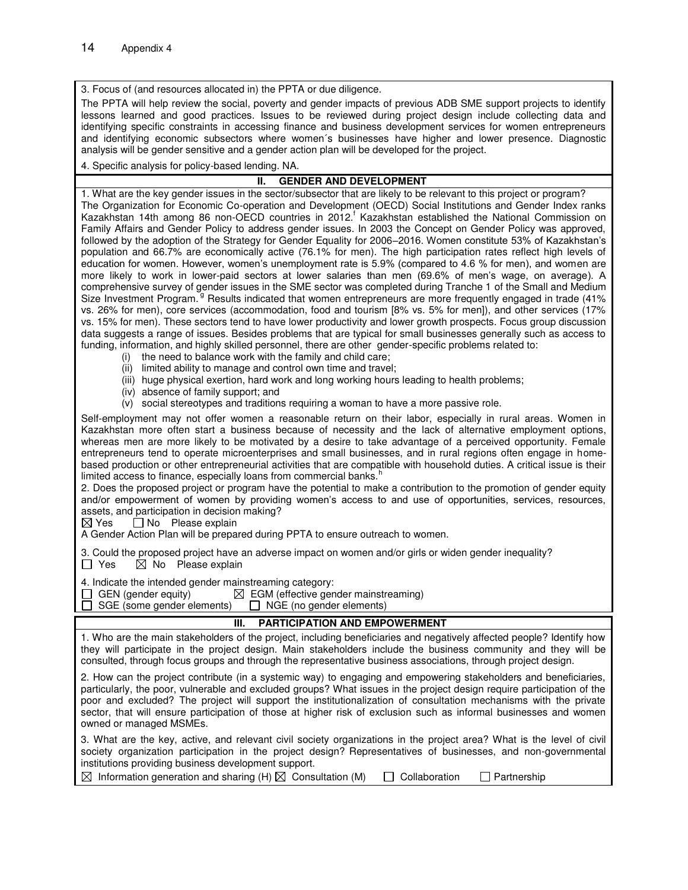3. Focus of (and resources allocated in) the PPTA or due diligence.

The PPTA will help review the social, poverty and gender impacts of previous ADB SME support projects to identify lessons learned and good practices. Issues to be reviewed during project design include collecting data and identifying specific constraints in accessing finance and business development services for women entrepreneurs and identifying economic subsectors where women´s businesses have higher and lower presence. Diagnostic analysis will be gender sensitive and a gender action plan will be developed for the project.

4. Specific analysis for policy-based lending. NA.

## II. GENDER AND DEVELOPMENT

1. What are the key gender issues in the sector/subsector that are likely to be relevant to this project or program?

The Organization for Economic Co-operation and Development (OECD) Social Institutions and Gender Index ranks Kazakhstan 14th among 86 non-OECD countries in 2012.[f] Kazakhstan established the National Commission on Family Affairs and Gender Policy to address gender issues. In 2003 the Concept on Gender Policy was approved, followed by the adoption of the Strategy for Gender Equality for 2006–2016. Women constitute 53% of Kazakhstan's population and 66.7% are economically active (76.1% for men). The high participation rates reflect high levels of education for women. However, women's unemployment rate is 5.9% (compared to 4.6 % for men), and women are more likely to work in lower-paid sectors at lower salaries than men (69.6% of men's wage, on average). A comprehensive survey of gender issues in the SME sector was completed during Tranche 1 of the Small and Medium Size Investment Program.[g] Results indicated that women entrepreneurs are more frequently engaged in trade (41% vs. 26% for men), core services (accommodation, food and tourism [8% vs. 5% for men]), and other services (17% vs. 15% for men). These sectors tend to have lower productivity and lower growth prospects. Focus group discussion data suggests a range of issues. Besides problems that are typical for small businesses generally such as access to funding, information, and highly skilled personnel, there are other gender-specific problems related to:

(i) the need to balance work with the family and child care;
(ii) limited ability to manage and control own time and travel;
(iii) huge physical exertion, hard work and long working hours leading to health problems;
(iv) absence of family support; and
(v) social stereotypes and traditions requiring a woman to have a more passive role.

Self-employment may not offer women a reasonable return on their labor, especially in rural areas. Women in Kazakhstan more often start a business because of necessity and the lack of alternative employment options, whereas men are more likely to be motivated by a desire to take advantage of a perceived opportunity. Female entrepreneurs tend to operate microenterprises and small businesses, and in rural regions often engage in home-based production or other entrepreneurial activities that are compatible with household duties. A critical issue is their limited access to finance, especially loans from commercial banks.[h]

2. Does the proposed project or program have the potential to make a contribution to the promotion of gender equity and/or empowerment of women by providing women's access to and use of opportunities, services, resources, assets, and participation in decision making?

☒ Yes ☐ No Please explain

A Gender Action Plan will be prepared during PPTA to ensure outreach to women.

3. Could the proposed project have an adverse impact on women and/or girls or widen gender inequality?

☐ Yes ☒ No Please explain

4. Indicate the intended gender mainstreaming category:

☐ GEN (gender equity) ☒ EGM (effective gender mainstreaming)
☐ SGE (some gender elements) ☐ NGE (no gender elements)

## III. PARTICIPATION AND EMPOWERMENT

1. Who are the main stakeholders of the project, including beneficiaries and negatively affected people? Identify how they will participate in the project design. Main stakeholders include the business community and they will be consulted, through focus groups and through the representative business associations, through project design.

2. How can the project contribute (in a systemic way) to engaging and empowering stakeholders and beneficiaries, particularly, the poor, vulnerable and excluded groups? What issues in the project design require participation of the poor and excluded? The project will support the institutionalization of consultation mechanisms with the private sector, that will ensure participation of those at higher risk of exclusion such as informal businesses and women owned or managed MSMEs.

3. What are the key, active, and relevant civil society organizations in the project area? What is the level of civil society organization participation in the project design? Representatives of businesses, and non-governmental institutions providing business development support.

☒ Information generation and sharing (H) ☒ Consultation (M) ☐ Collaboration ☐ Partnership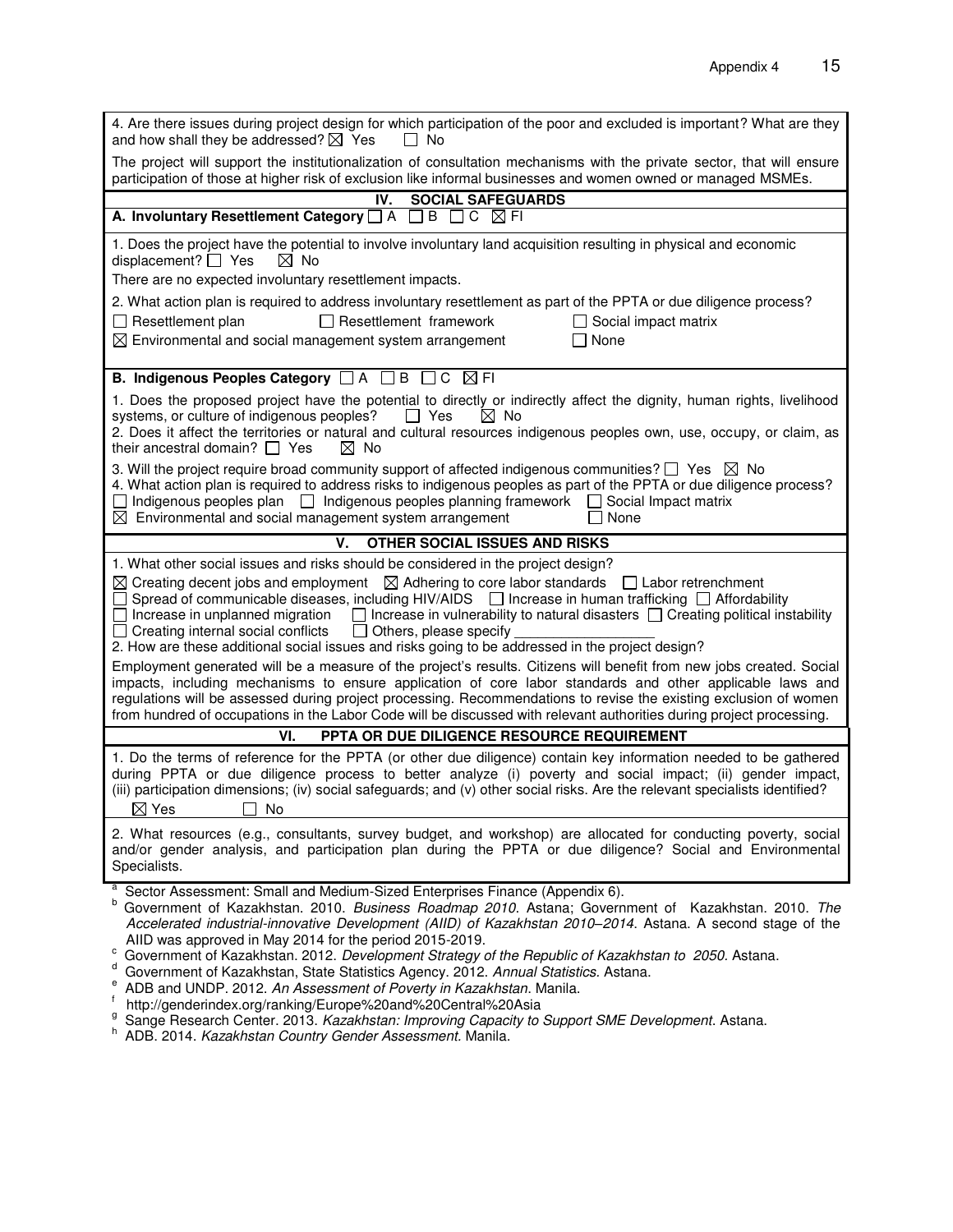4. Are there issues during project design for which participation of the poor and excluded is important? What are they and how shall they be addressed? ☒ Yes ☐ No

The project will support the institutionalization of consultation mechanisms with the private sector, that will ensure participation of those at higher risk of exclusion like informal businesses and women owned or managed MSMEs.

## IV. SOCIAL SAFEGUARDS

**A. Involuntary Resettlement Category** ☐ A ☐ B ☐ C ☒ FI

1. Does the project have the potential to involve involuntary land acquisition resulting in physical and economic displacement? ☐ Yes ☒ No

There are no expected involuntary resettlement impacts.

2. What action plan is required to address involuntary resettlement as part of the PPTA or due diligence process?

☐ Resettlement plan ☐ Resettlement framework ☐ Social impact matrix
☒ Environmental and social management system arrangement ☐ None

**B. Indigenous Peoples Category** ☐ A ☐ B ☐ C ☒ FI

1. Does the proposed project have the potential to directly or indirectly affect the dignity, human rights, livelihood systems, or culture of indigenous peoples? ☐ Yes ☒ No
2. Does it affect the territories or natural and cultural resources indigenous peoples own, use, occupy, or claim, as their ancestral domain? ☐ Yes ☒ No

3. Will the project require broad community support of affected indigenous communities? ☐ Yes ☒ No
4. What action plan is required to address risks to indigenous peoples as part of the PPTA or due diligence process?
☐ Indigenous peoples plan ☐ Indigenous peoples planning framework ☐ Social Impact matrix
☒ Environmental and social management system arrangement ☐ None

## V. OTHER SOCIAL ISSUES AND RISKS

1. What other social issues and risks should be considered in the project design?

☒ Creating decent jobs and employment ☒ Adhering to core labor standards ☐ Labor retrenchment
☐ Spread of communicable diseases, including HIV/AIDS ☐ Increase in human trafficking ☐ Affordability
☐ Increase in unplanned migration ☐ Increase in vulnerability to natural disasters ☐ Creating political instability
☐ Creating internal social conflicts ☐ Others, please specify ________________
2. How are these additional social issues and risks going to be addressed in the project design?

Employment generated will be a measure of the project's results. Citizens will benefit from new jobs created. Social impacts, including mechanisms to ensure application of core labor standards and other applicable laws and regulations will be assessed during project processing. Recommendations to revise the existing exclusion of women from hundred of occupations in the Labor Code will be discussed with relevant authorities during project processing.

## VI. PPTA OR DUE DILIGENCE RESOURCE REQUIREMENT

1. Do the terms of reference for the PPTA (or other due diligence) contain key information needed to be gathered during PPTA or due diligence process to better analyze (i) poverty and social impact; (ii) gender impact, (iii) participation dimensions; (iv) social safeguards; and (v) other social risks. Are the relevant specialists identified?
☒ Yes ☐ No

2. What resources (e.g., consultants, survey budget, and workshop) are allocated for conducting poverty, social and/or gender analysis, and participation plan during the PPTA or due diligence? Social and Environmental Specialists.

[a] Sector Assessment: Small and Medium-Sized Enterprises Finance (Appendix 6).
[b] Government of Kazakhstan. 2010. *Business Roadmap 2010*. Astana; Government of Kazakhstan. 2010. *The Accelerated industrial-innovative Development (AIID) of Kazakhstan 2010–2014*. Astana. A second stage of the AIID was approved in May 2014 for the period 2015-2019.
[c] Government of Kazakhstan. 2012. *Development Strategy of the Republic of Kazakhstan to 2050.* Astana.
[d] Government of Kazakhstan, State Statistics Agency. 2012. *Annual Statistics.* Astana.
[e] ADB and UNDP. 2012. *An Assessment of Poverty in Kazakhstan*. Manila.
[f] http://genderindex.org/ranking/Europe%20and%20Central%20Asia
[g] Sange Research Center. 2013. *Kazakhstan: Improving Capacity to Support SME Development.* Astana.
[h] ADB. 2014. *Kazakhstan Country Gender Assessment.* Manila.